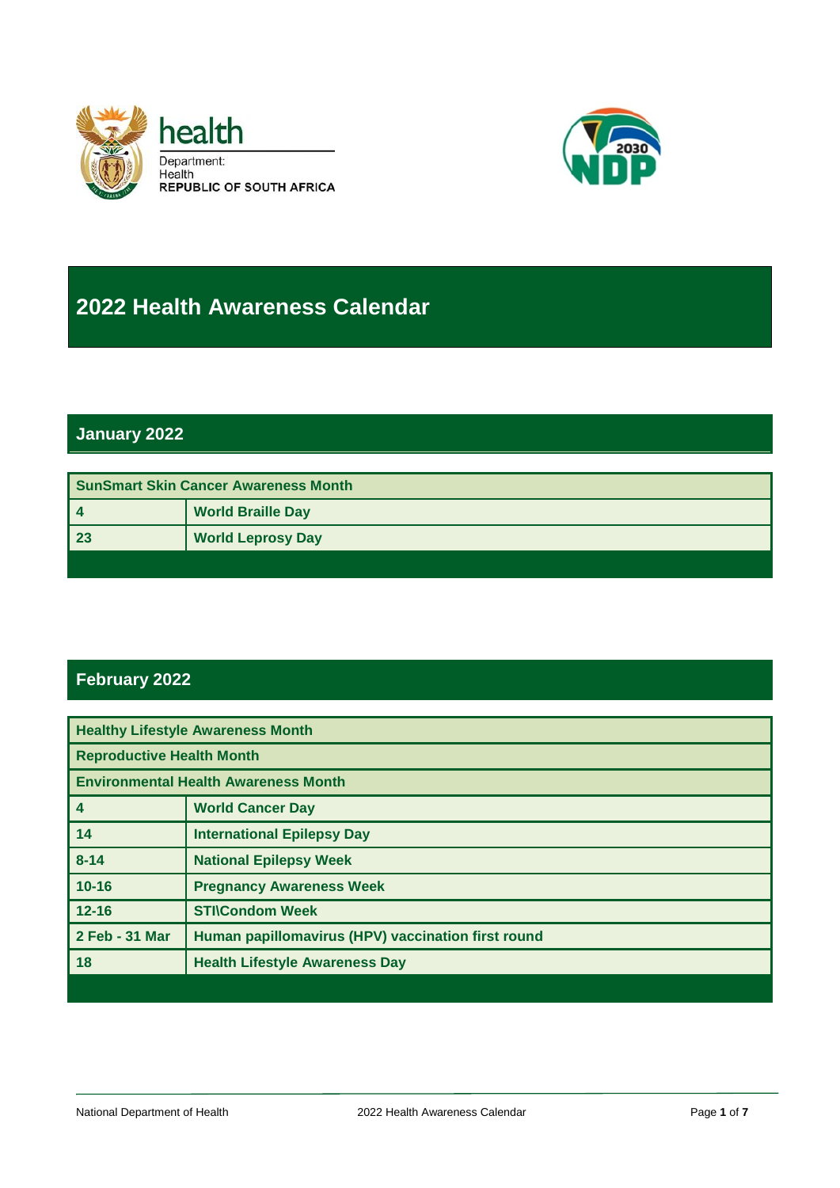health

Department:
Health
REPUBLIC OF SOUTH AFRICA

# 2022 Health Awareness Calendar

## January 2022

| SunSmart Skin Cancer Awareness Month | |
|---|---|
| 4 | World Braille Day |
| 23 | World Leprosy Day |

## February 2022

| Healthy Lifestyle Awareness Month | |
|---|---|
| Reproductive Health Month | |
| Environmental Health Awareness Month | |
| 4 | World Cancer Day |
| 14 | International Epilepsy Day |
| 8-14 | National Epilepsy Week |
| 10-16 | Pregnancy Awareness Week |
| 12-16 | STI\Condom Week |
| 2 Feb - 31 Mar | Human papillomavirus (HPV) vaccination first round |
| 18 | Health Lifestyle Awareness Day |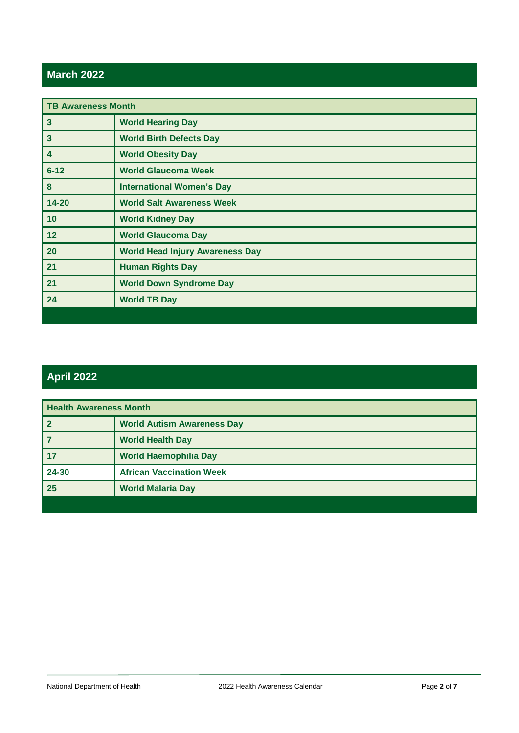## March 2022

| TB Awareness Month | |
|---|---|
| 3 | World Hearing Day |
| 3 | World Birth Defects Day |
| 4 | World Obesity Day |
| 6-12 | World Glaucoma Week |
| 8 | International Women's Day |
| 14-20 | World Salt Awareness Week |
| 10 | World Kidney Day |
| 12 | World Glaucoma Day |
| 20 | World Head Injury Awareness Day |
| 21 | Human Rights Day |
| 21 | World Down Syndrome Day |
| 24 | World TB Day |

## April 2022

| Health Awareness Month | |
|---|---|
| 2 | World Autism Awareness Day |
| 7 | World Health Day |
| 17 | World Haemophilia Day |
| 24-30 | African Vaccination Week |
| 25 | World Malaria Day |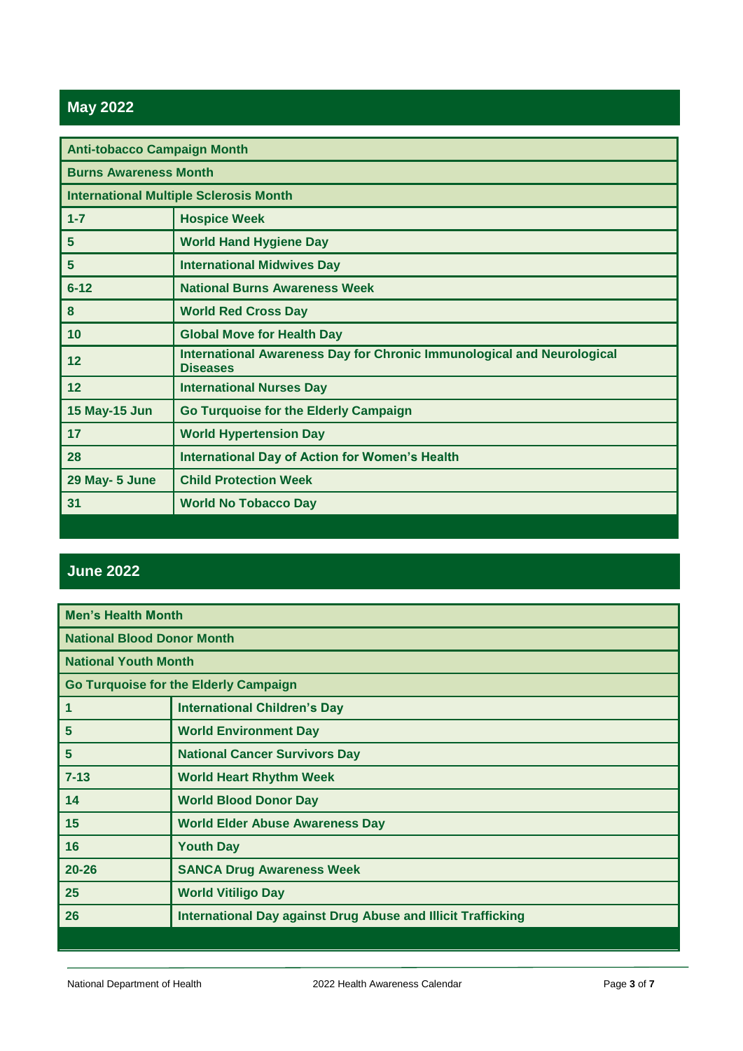## May 2022

| Anti-tobacco Campaign Month | |
|---|---|
| Burns Awareness Month | |
| International Multiple Sclerosis Month | |
| 1-7 | Hospice Week |
| 5 | World Hand Hygiene Day |
| 5 | International Midwives Day |
| 6-12 | National Burns Awareness Week |
| 8 | World Red Cross Day |
| 10 | Global Move for Health Day |
| 12 | International Awareness Day for Chronic Immunological and Neurological Diseases |
| 12 | International Nurses Day |
| 15 May-15 Jun | Go Turquoise for the Elderly Campaign |
| 17 | World Hypertension Day |
| 28 | International Day of Action for Women's Health |
| 29 May- 5 June | Child Protection Week |
| 31 | World No Tobacco Day |

## June 2022

| Men's Health Month | |
|---|---|
| National Blood Donor Month | |
| National Youth Month | |
| Go Turquoise for the Elderly Campaign | |
| 1 | International Children's Day |
| 5 | World Environment Day |
| 5 | National Cancer Survivors Day |
| 7-13 | World Heart Rhythm Week |
| 14 | World Blood Donor Day |
| 15 | World Elder Abuse Awareness Day |
| 16 | Youth Day |
| 20-26 | SANCA Drug Awareness Week |
| 25 | World Vitiligo Day |
| 26 | International Day against Drug Abuse and Illicit Trafficking |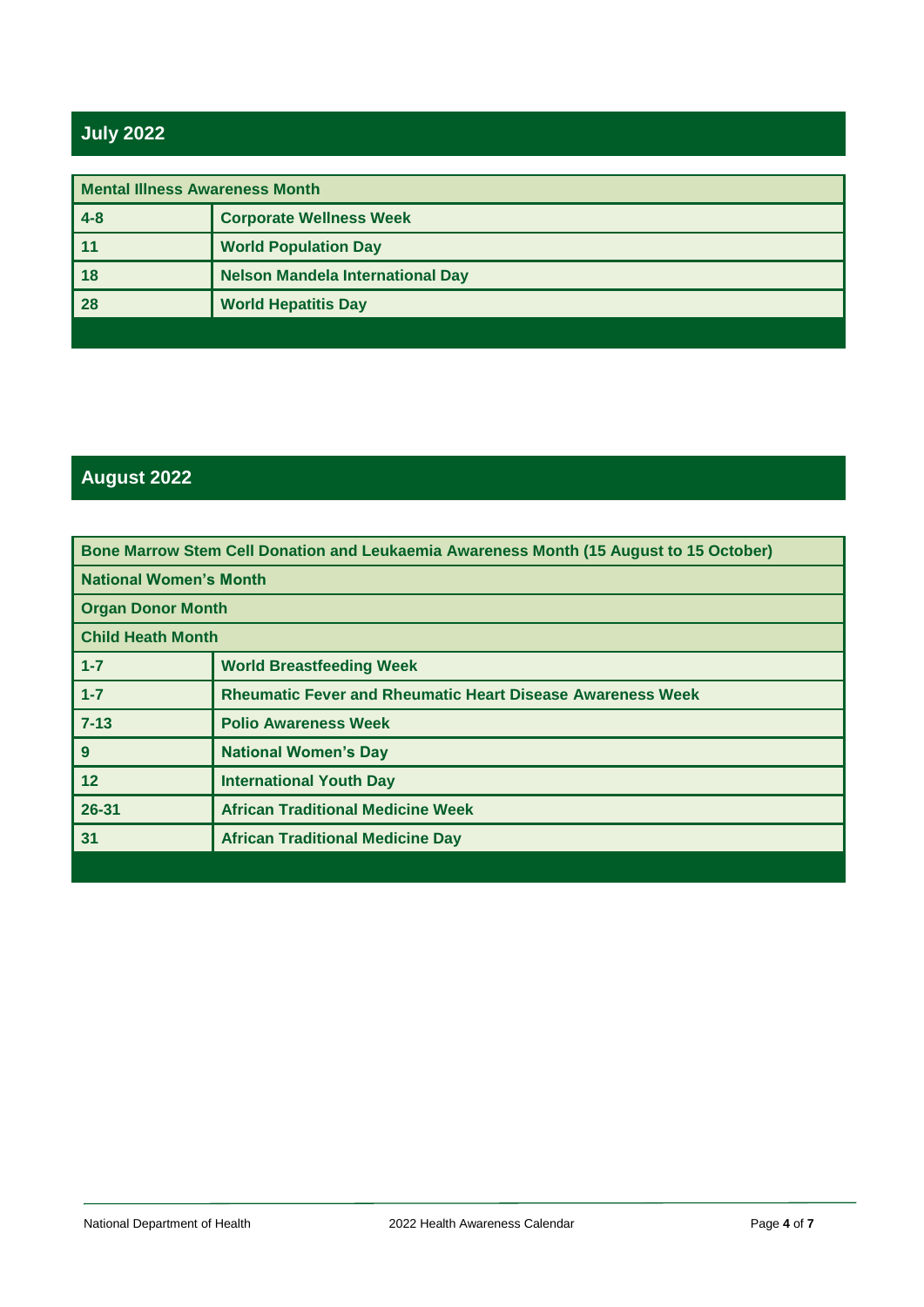## July 2022

| Mental Illness Awareness Month | |
|---|---|
| 4-8 | Corporate Wellness Week |
| 11 | World Population Day |
| 18 | Nelson Mandela International Day |
| 28 | World Hepatitis Day |

## August 2022

| Bone Marrow Stem Cell Donation and Leukaemia Awareness Month (15 August to 15 October) | |
|---|---|
| National Women's Month | |
| Organ Donor Month | |
| Child Heath Month | |
| 1-7 | World Breastfeeding Week |
| 1-7 | Rheumatic Fever and Rheumatic Heart Disease Awareness Week |
| 7-13 | Polio Awareness Week |
| 9 | National Women's Day |
| 12 | International Youth Day |
| 26-31 | African Traditional Medicine Week |
| 31 | African Traditional Medicine Day |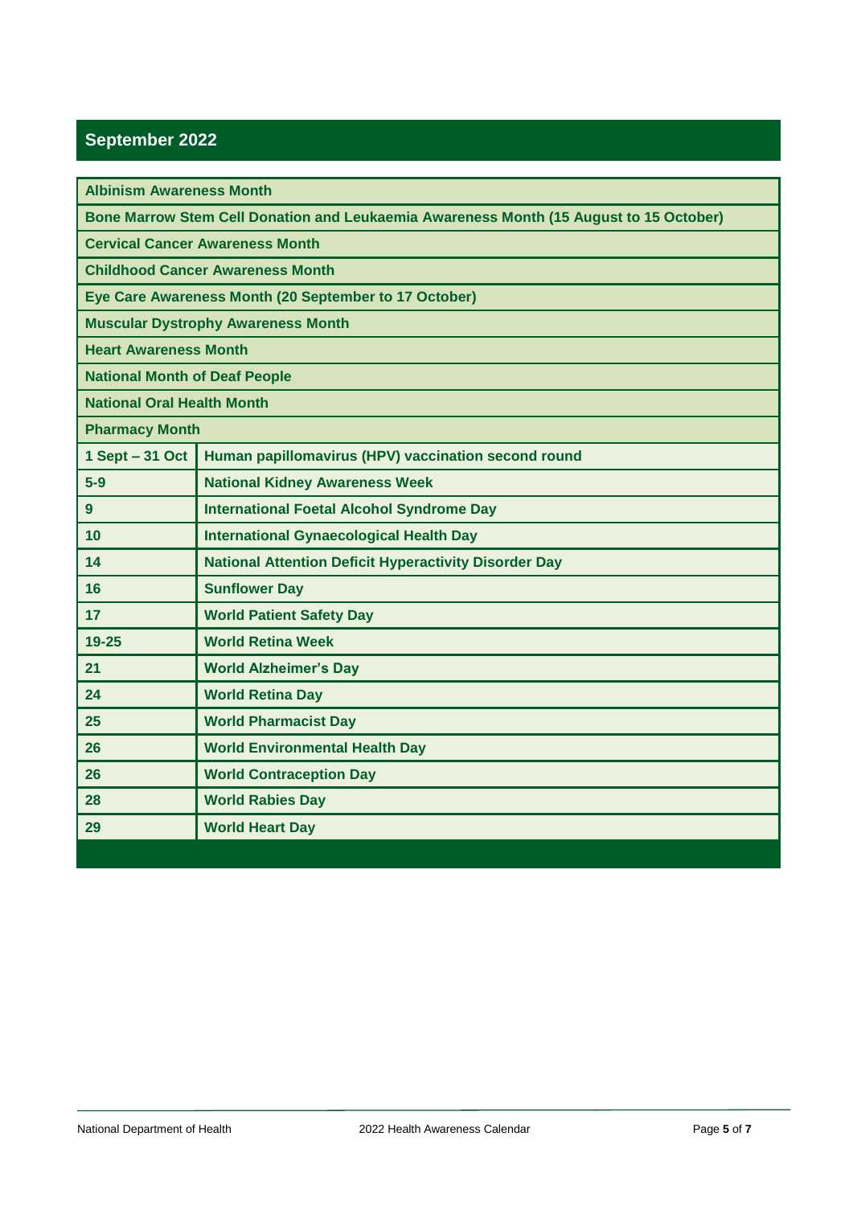## September 2022

| | |
|---|---|
| **Albinism Awareness Month** | |
| **Bone Marrow Stem Cell Donation and Leukaemia Awareness Month (15 August to 15 October)** | |
| **Cervical Cancer Awareness Month** | |
| **Childhood Cancer Awareness Month** | |
| **Eye Care Awareness Month (20 September to 17 October)** | |
| **Muscular Dystrophy Awareness Month** | |
| **Heart Awareness Month** | |
| **National Month of Deaf People** | |
| **National Oral Health Month** | |
| **Pharmacy Month** | |
| **1 Sept – 31 Oct** | **Human papillomavirus (HPV) vaccination second round** |
| **5-9** | **National Kidney Awareness Week** |
| **9** | **International Foetal Alcohol Syndrome Day** |
| **10** | **International Gynaecological Health Day** |
| **14** | **National Attention Deficit Hyperactivity Disorder Day** |
| **16** | **Sunflower Day** |
| **17** | **World Patient Safety Day** |
| **19-25** | **World Retina Week** |
| **21** | **World Alzheimer's Day** |
| **24** | **World Retina Day** |
| **25** | **World Pharmacist Day** |
| **26** | **World Environmental Health Day** |
| **26** | **World Contraception Day** |
| **28** | **World Rabies Day** |
| **29** | **World Heart Day** |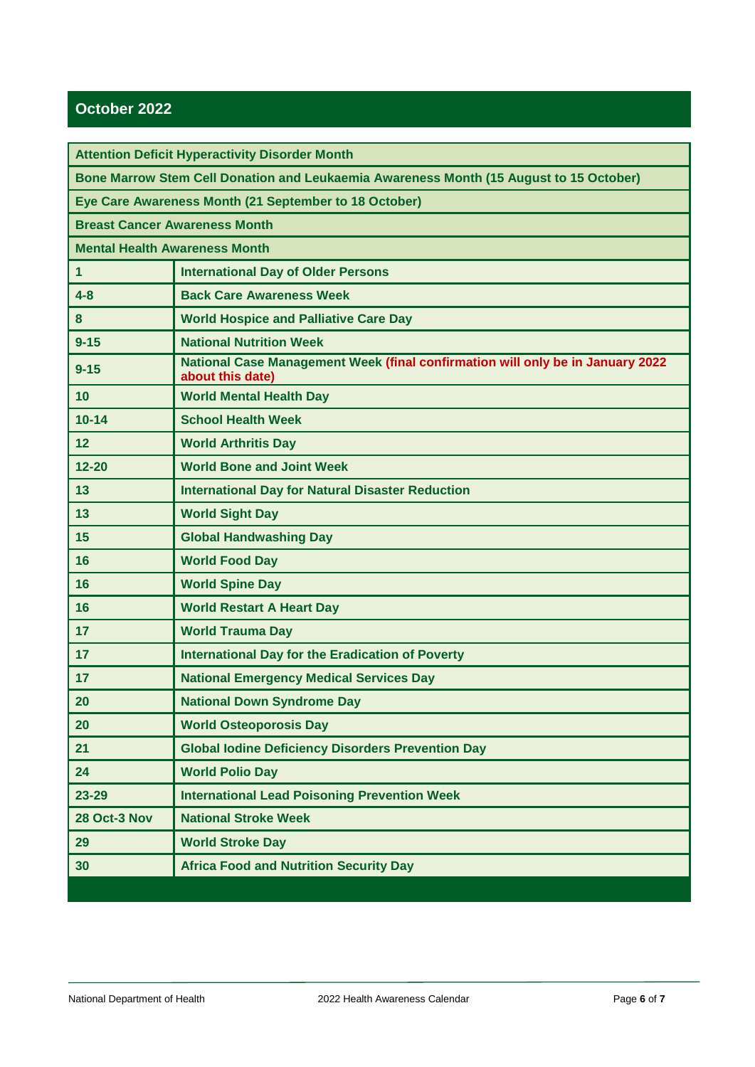## October 2022

| | |
|---|---|
| **Attention Deficit Hyperactivity Disorder Month** | |
| **Bone Marrow Stem Cell Donation and Leukaemia Awareness Month (15 August to 15 October)** | |
| **Eye Care Awareness Month (21 September to 18 October)** | |
| **Breast Cancer Awareness Month** | |
| **Mental Health Awareness Month** | |
| **1** | **International Day of Older Persons** |
| **4-8** | **Back Care Awareness Week** |
| **8** | **World Hospice and Palliative Care Day** |
| **9-15** | **National Nutrition Week** |
| **9-15** | **National Case Management Week (final confirmation will only be in January 2022 about this date)** |
| **10** | **World Mental Health Day** |
| **10-14** | **School Health Week** |
| **12** | **World Arthritis Day** |
| **12-20** | **World Bone and Joint Week** |
| **13** | **International Day for Natural Disaster Reduction** |
| **13** | **World Sight Day** |
| **15** | **Global Handwashing Day** |
| **16** | **World Food Day** |
| **16** | **World Spine Day** |
| **16** | **World Restart A Heart Day** |
| **17** | **World Trauma Day** |
| **17** | **International Day for the Eradication of Poverty** |
| **17** | **National Emergency Medical Services Day** |
| **20** | **National Down Syndrome Day** |
| **20** | **World Osteoporosis Day** |
| **21** | **Global Iodine Deficiency Disorders Prevention Day** |
| **24** | **World Polio Day** |
| **23-29** | **International Lead Poisoning Prevention Week** |
| **28 Oct-3 Nov** | **National Stroke Week** |
| **29** | **World Stroke Day** |
| **30** | **Africa Food and Nutrition Security Day** |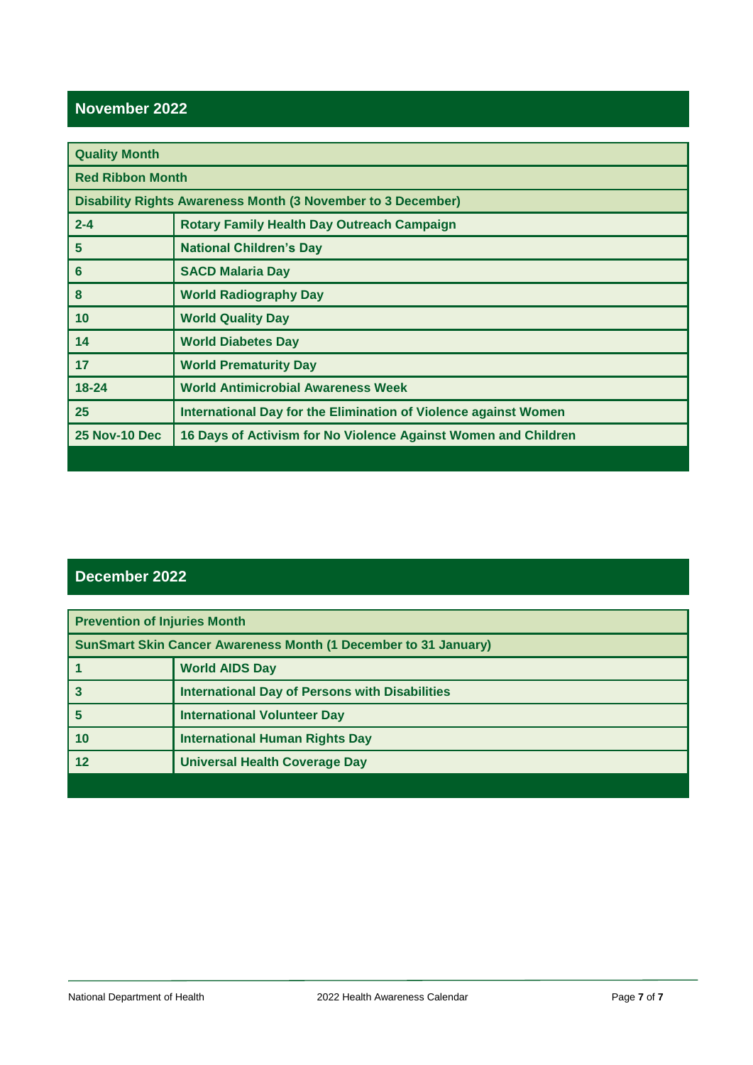## November 2022

| | |
|---|---|
| **Quality Month** | |
| **Red Ribbon Month** | |
| **Disability Rights Awareness Month (3 November to 3 December)** | |
| **2-4** | **Rotary Family Health Day Outreach Campaign** |
| **5** | **National Children's Day** |
| **6** | **SACD Malaria Day** |
| **8** | **World Radiography Day** |
| **10** | **World Quality Day** |
| **14** | **World Diabetes Day** |
| **17** | **World Prematurity Day** |
| **18-24** | **World Antimicrobial Awareness Week** |
| **25** | **International Day for the Elimination of Violence against Women** |
| **25 Nov-10 Dec** | **16 Days of Activism for No Violence Against Women and Children** |

## December 2022

| | |
|---|---|
| **Prevention of Injuries Month** | |
| **SunSmart Skin Cancer Awareness Month (1 December to 31 January)** | |
| **1** | **World AIDS Day** |
| **3** | **International Day of Persons with Disabilities** |
| **5** | **International Volunteer Day** |
| **10** | **International Human Rights Day** |
| **12** | **Universal Health Coverage Day** |